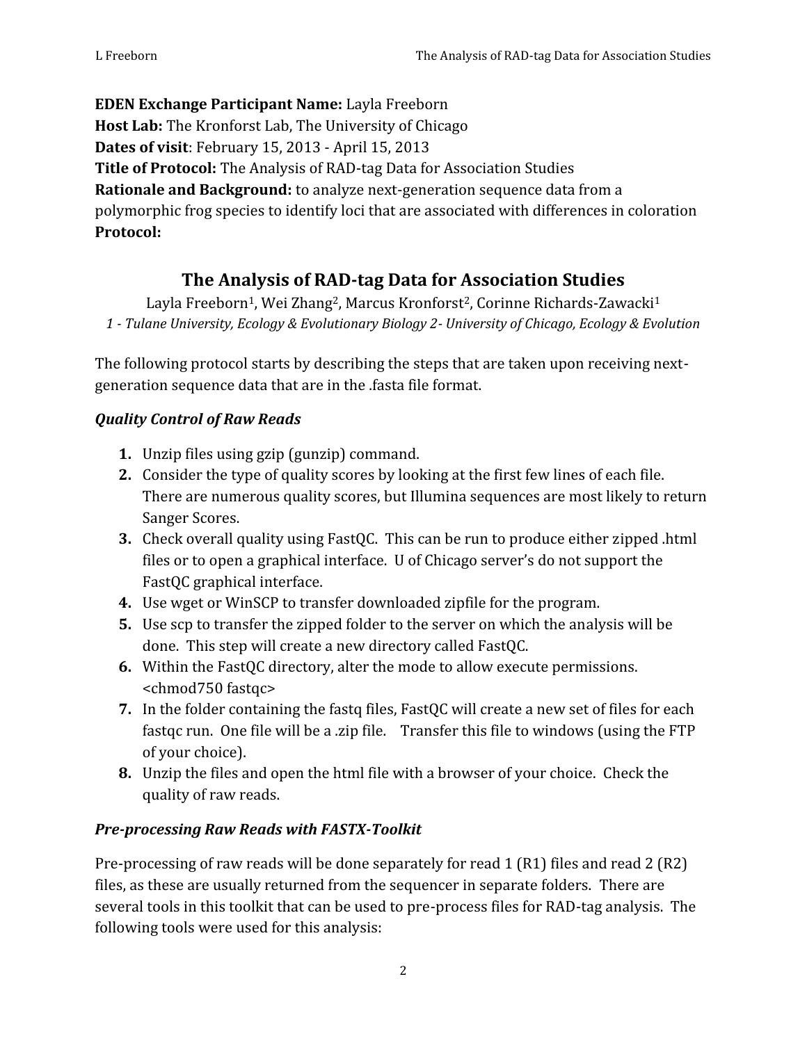**EDEN Exchange Participant Name:** Layla Freeborn
**Host Lab:** The Kronforst Lab, The University of Chicago
**Dates of visit**: February 15, 2013 - April 15, 2013
**Title of Protocol:** The Analysis of RAD-tag Data for Association Studies
**Rationale and Background:** to analyze next-generation sequence data from a polymorphic frog species to identify loci that are associated with differences in coloration
**Protocol:**

# The Analysis of RAD-tag Data for Association Studies

Layla Freeborn[1], Wei Zhang[2], Marcus Kronforst[2], Corinne Richards-Zawacki[1]

*1 - Tulane University, Ecology & Evolutionary Biology 2- University of Chicago, Ecology & Evolution*

The following protocol starts by describing the steps that are taken upon receiving next-generation sequence data that are in the .fasta file format.

### *Quality Control of Raw Reads*

1. Unzip files using gzip (gunzip) command.
2. Consider the type of quality scores by looking at the first few lines of each file. There are numerous quality scores, but Illumina sequences are most likely to return Sanger Scores.
3. Check overall quality using FastQC. This can be run to produce either zipped .html files or to open a graphical interface. U of Chicago server's do not support the FastQC graphical interface.
4. Use wget or WinSCP to transfer downloaded zipfile for the program.
5. Use scp to transfer the zipped folder to the server on which the analysis will be done. This step will create a new directory called FastQC.
6. Within the FastQC directory, alter the mode to allow execute permissions. <chmod750 fastqc>
7. In the folder containing the fastq files, FastQC will create a new set of files for each fastqc run. One file will be a .zip file. Transfer this file to windows (using the FTP of your choice).
8. Unzip the files and open the html file with a browser of your choice. Check the quality of raw reads.

### *Pre-processing Raw Reads with FASTX-Toolkit*

Pre-processing of raw reads will be done separately for read 1 (R1) files and read 2 (R2) files, as these are usually returned from the sequencer in separate folders. There are several tools in this toolkit that can be used to pre-process files for RAD-tag analysis. The following tools were used for this analysis: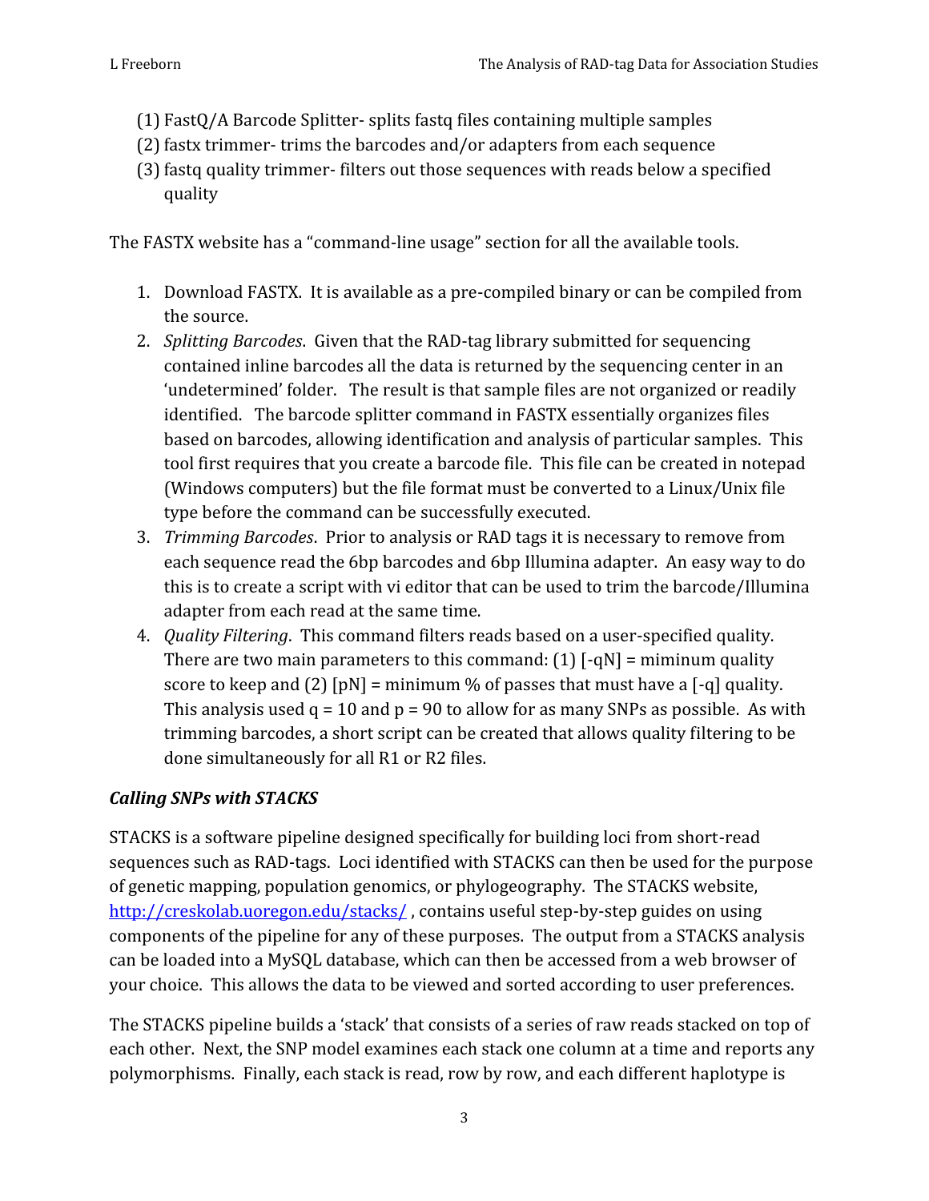(1) FastQ/A Barcode Splitter- splits fastq files containing multiple samples
(2) fastx trimmer- trims the barcodes and/or adapters from each sequence
(3) fastq quality trimmer- filters out those sequences with reads below a specified quality

The FASTX website has a "command-line usage" section for all the available tools.

1. Download FASTX. It is available as a pre-compiled binary or can be compiled from the source.
2. *Splitting Barcodes*. Given that the RAD-tag library submitted for sequencing contained inline barcodes all the data is returned by the sequencing center in an 'undetermined' folder. The result is that sample files are not organized or readily identified. The barcode splitter command in FASTX essentially organizes files based on barcodes, allowing identification and analysis of particular samples. This tool first requires that you create a barcode file. This file can be created in notepad (Windows computers) but the file format must be converted to a Linux/Unix file type before the command can be successfully executed.
3. *Trimming Barcodes*. Prior to analysis or RAD tags it is necessary to remove from each sequence read the 6bp barcodes and 6bp Illumina adapter. An easy way to do this is to create a script with vi editor that can be used to trim the barcode/Illumina adapter from each read at the same time.
4. *Quality Filtering*. This command filters reads based on a user-specified quality. There are two main parameters to this command: (1) [-qN] = miminum quality score to keep and (2) [pN] = minimum % of passes that must have a [-q] quality. This analysis used q = 10 and p = 90 to allow for as many SNPs as possible. As with trimming barcodes, a short script can be created that allows quality filtering to be done simultaneously for all R1 or R2 files.

### *Calling SNPs with STACKS*

STACKS is a software pipeline designed specifically for building loci from short-read sequences such as RAD-tags. Loci identified with STACKS can then be used for the purpose of genetic mapping, population genomics, or phylogeography. The STACKS website, http://creskolab.uoregon.edu/stacks/ , contains useful step-by-step guides on using components of the pipeline for any of these purposes. The output from a STACKS analysis can be loaded into a MySQL database, which can then be accessed from a web browser of your choice. This allows the data to be viewed and sorted according to user preferences.

The STACKS pipeline builds a 'stack' that consists of a series of raw reads stacked on top of each other. Next, the SNP model examines each stack one column at a time and reports any polymorphisms. Finally, each stack is read, row by row, and each different haplotype is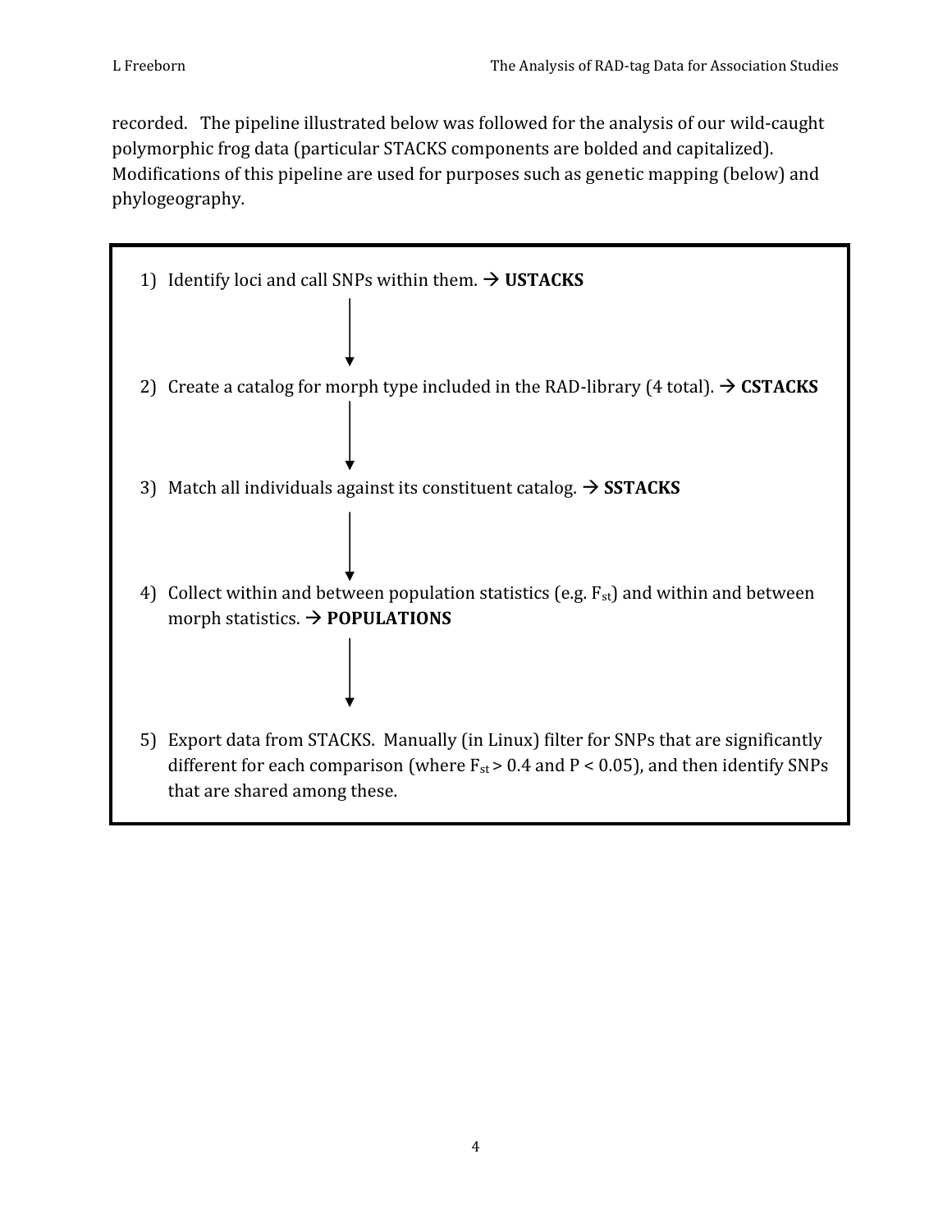recorded. The pipeline illustrated below was followed for the analysis of our wild-caught polymorphic frog data (particular STACKS components are bolded and capitalized). Modifications of this pipeline are used for purposes such as genetic mapping (below) and phylogeography.

1) Identify loci and call SNPs within them. → **USTACKS**

↓

2) Create a catalog for morph type included in the RAD-library (4 total). → **CSTACKS**

↓

3) Match all individuals against its constituent catalog. → **SSTACKS**

↓

4) Collect within and between population statistics (e.g. $F_{st}$) and within and between morph statistics. → **POPULATIONS**

↓

5) Export data from STACKS. Manually (in Linux) filter for SNPs that are significantly different for each comparison (where $F_{st} > 0.4$ and $P < 0.05$), and then identify SNPs that are shared among these.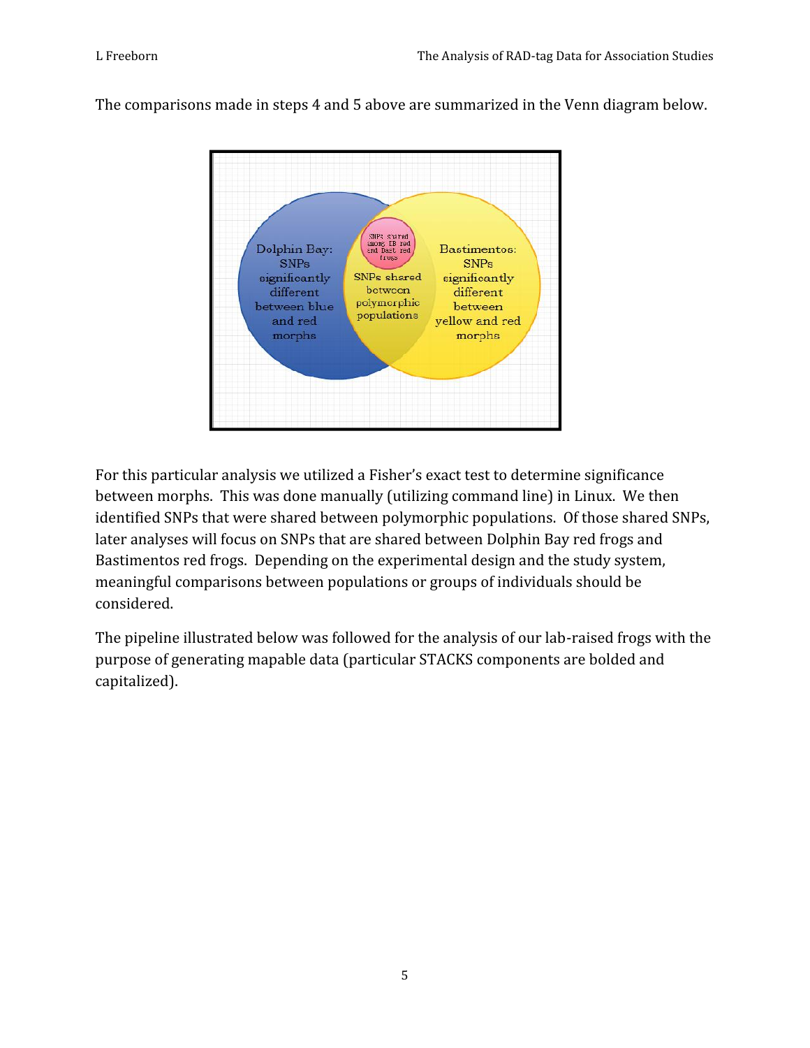The comparisons made in steps 4 and 5 above are summarized in the Venn diagram below.

For this particular analysis we utilized a Fisher's exact test to determine significance between morphs. This was done manually (utilizing command line) in Linux. We then identified SNPs that were shared between polymorphic populations. Of those shared SNPs, later analyses will focus on SNPs that are shared between Dolphin Bay red frogs and Bastimentos red frogs. Depending on the experimental design and the study system, meaningful comparisons between populations or groups of individuals should be considered.

The pipeline illustrated below was followed for the analysis of our lab-raised frogs with the purpose of generating mapable data (particular STACKS components are bolded and capitalized).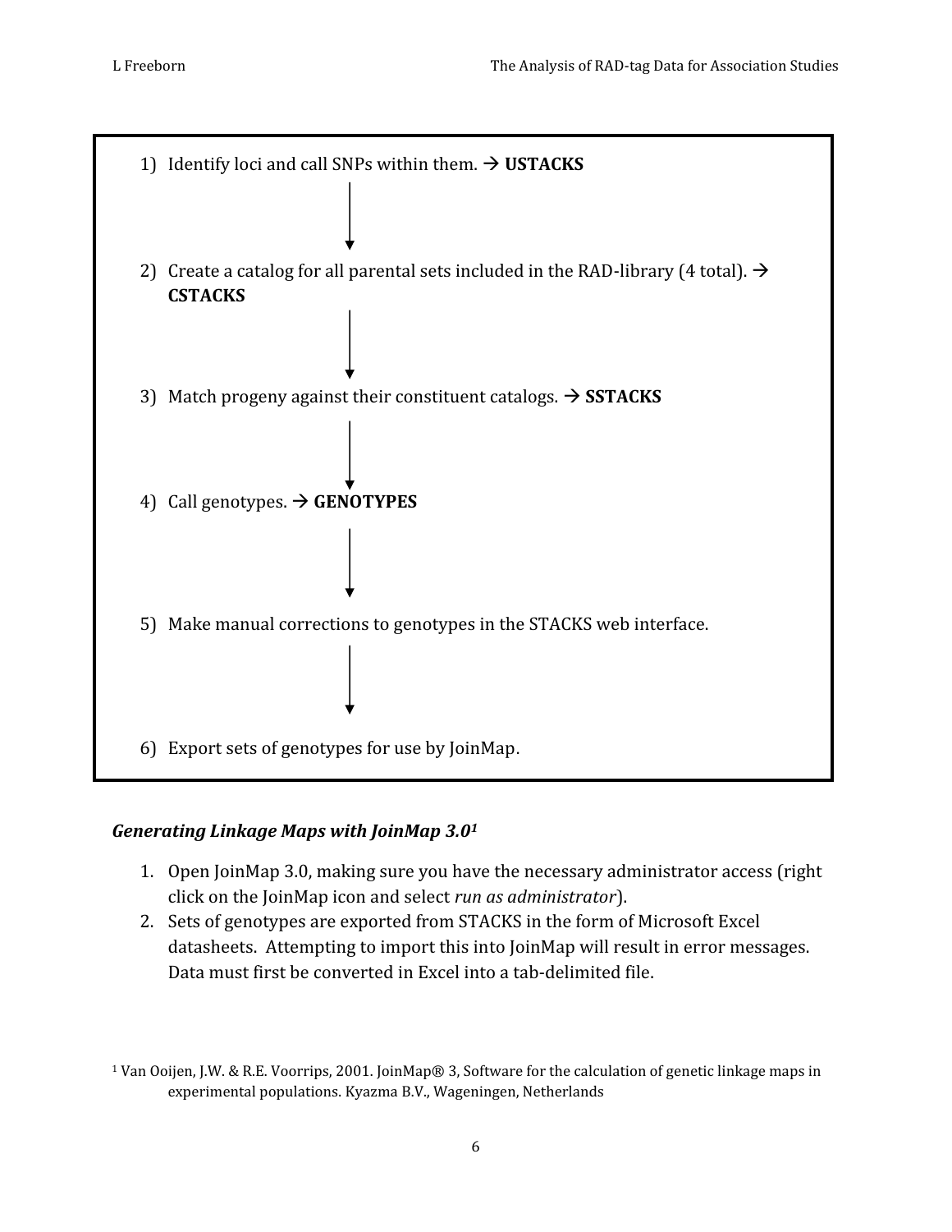1) Identify loci and call SNPs within them. → **USTACKS**

↓

2) Create a catalog for all parental sets included in the RAD-library (4 total). → **CSTACKS**

↓

3) Match progeny against their constituent catalogs. → **SSTACKS**

↓

4) Call genotypes. → **GENOTYPES**

↓

5) Make manual corrections to genotypes in the STACKS web interface.

↓

6) Export sets of genotypes for use by JoinMap.

### *Generating Linkage Maps with JoinMap 3.0*[1]

1. Open JoinMap 3.0, making sure you have the necessary administrator access (right click on the JoinMap icon and select *run as administrator*).
2. Sets of genotypes are exported from STACKS in the form of Microsoft Excel datasheets. Attempting to import this into JoinMap will result in error messages. Data must first be converted in Excel into a tab-delimited file.

[1] Van Ooijen, J.W. & R.E. Voorrips, 2001. JoinMap® 3, Software for the calculation of genetic linkage maps in experimental populations. Kyazma B.V., Wageningen, Netherlands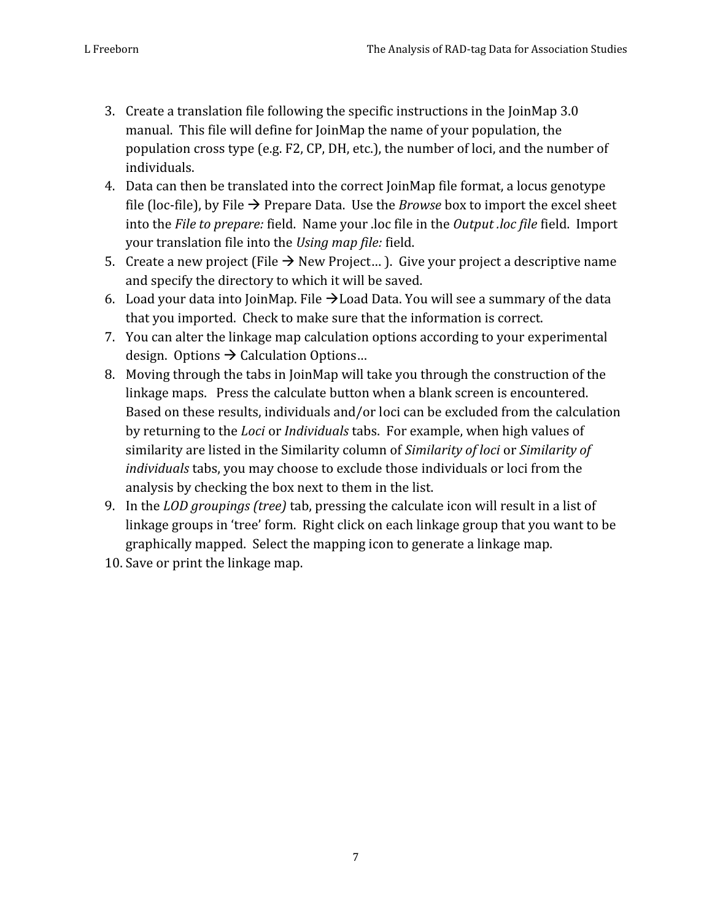3. Create a translation file following the specific instructions in the JoinMap 3.0 manual. This file will define for JoinMap the name of your population, the population cross type (e.g. F2, CP, DH, etc.), the number of loci, and the number of individuals.
4. Data can then be translated into the correct JoinMap file format, a locus genotype file (loc-file), by File → Prepare Data. Use the *Browse* box to import the excel sheet into the *File to prepare:* field. Name your .loc file in the *Output .loc file* field. Import your translation file into the *Using map file:* field.
5. Create a new project (File → New Project… ). Give your project a descriptive name and specify the directory to which it will be saved.
6. Load your data into JoinMap. File →Load Data. You will see a summary of the data that you imported. Check to make sure that the information is correct.
7. You can alter the linkage map calculation options according to your experimental design. Options → Calculation Options…
8. Moving through the tabs in JoinMap will take you through the construction of the linkage maps. Press the calculate button when a blank screen is encountered. Based on these results, individuals and/or loci can be excluded from the calculation by returning to the *Loci* or *Individuals* tabs. For example, when high values of similarity are listed in the Similarity column of *Similarity of loci* or *Similarity of individuals* tabs, you may choose to exclude those individuals or loci from the analysis by checking the box next to them in the list.
9. In the *LOD groupings (tree)* tab, pressing the calculate icon will result in a list of linkage groups in 'tree' form. Right click on each linkage group that you want to be graphically mapped. Select the mapping icon to generate a linkage map.
10. Save or print the linkage map.